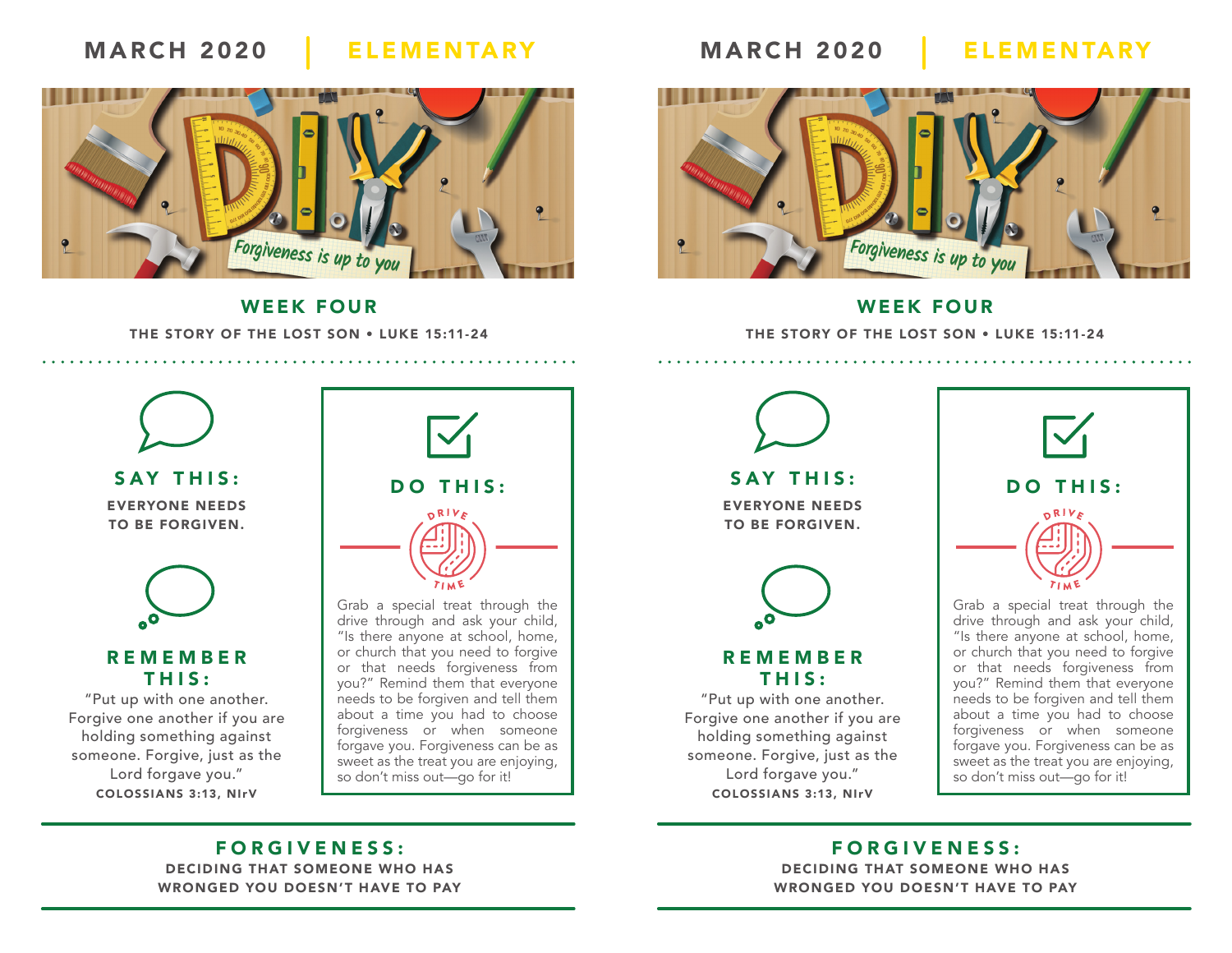MARCH 2020 | ELEMENTARY

Forgiveness is up to you

## WEEK FOUR

THE STORY OF THE LOST SON • LUKE 15:11-24

### SAY THIS:

EVERYONE NEEDS TO BE FORGIVEN.

### REMEMBER THIS:

"Put up with one another. Forgive one another if you are holding something against someone. Forgive, just as the Lord forgave you."

COLOSSIANS 3:13, NIrV

### DO THIS:

DRIVE TIME

Grab a special treat through the drive through and ask your child, "Is there anyone at school, home, or church that you need to forgive or that needs forgiveness from you?" Remind them that everyone needs to be forgiven and tell them about a time you had to choose forgiveness or when someone forgave you. Forgiveness can be as sweet as the treat you are enjoying, so don't miss out—go for it!

### FORGIVENESS:

DECIDING THAT SOMEONE WHO HAS WRONGED YOU DOESN'T HAVE TO PAY

---

MARCH 2020 | ELEMENTARY

Forgiveness is up to you

## WEEK FOUR

THE STORY OF THE LOST SON • LUKE 15:11-24

### SAY THIS:

EVERYONE NEEDS TO BE FORGIVEN.

### REMEMBER THIS:

"Put up with one another. Forgive one another if you are holding something against someone. Forgive, just as the Lord forgave you."

COLOSSIANS 3:13, NIrV

### DO THIS:

DRIVE TIME

Grab a special treat through the drive through and ask your child, "Is there anyone at school, home, or church that you need to forgive or that needs forgiveness from you?" Remind them that everyone needs to be forgiven and tell them about a time you had to choose forgiveness or when someone forgave you. Forgiveness can be as sweet as the treat you are enjoying, so don't miss out—go for it!

### FORGIVENESS:

DECIDING THAT SOMEONE WHO HAS WRONGED YOU DOESN'T HAVE TO PAY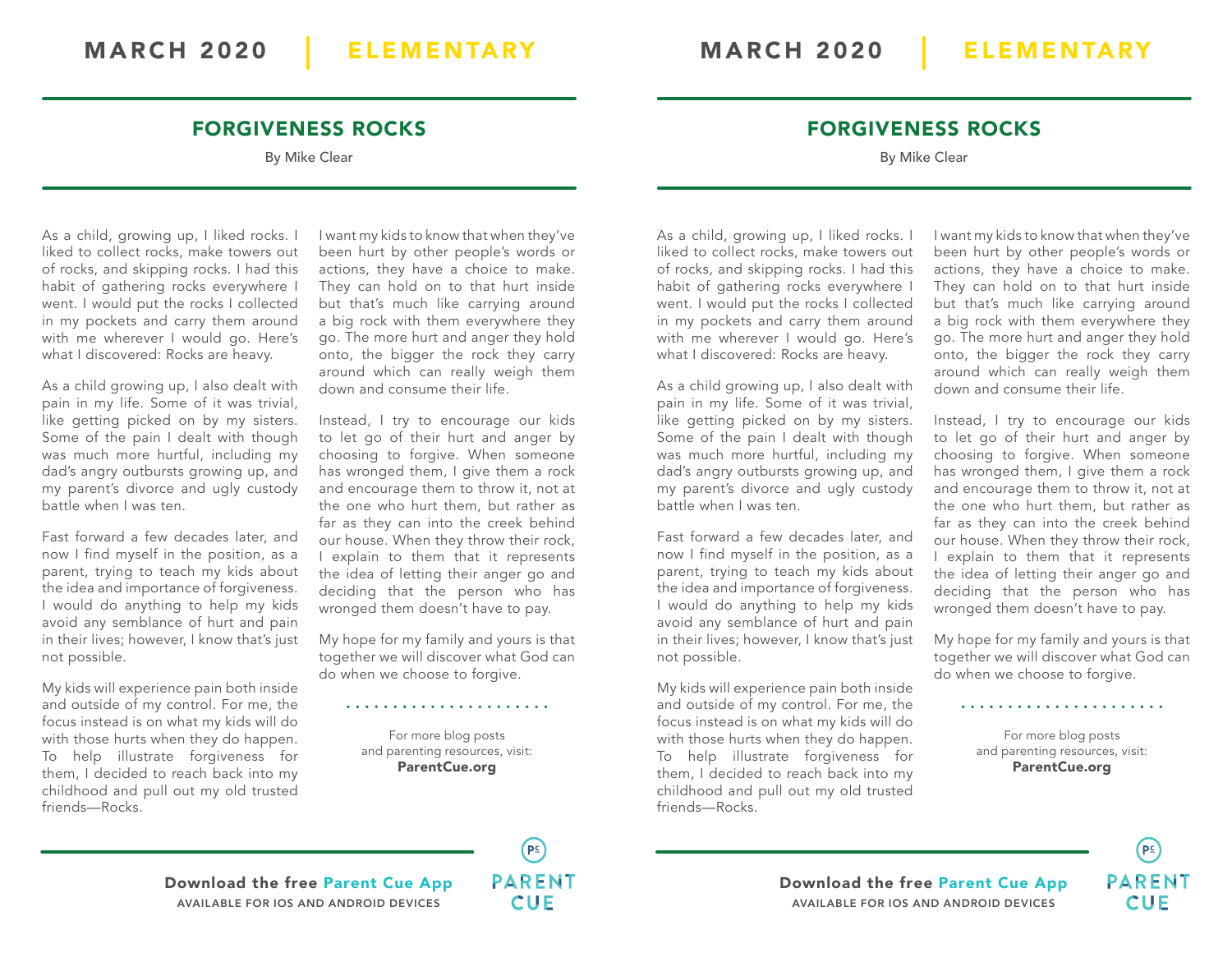MARCH 2020 | ELEMENTARY

## FORGIVENESS ROCKS

By Mike Clear

As a child, growing up, I liked rocks. I liked to collect rocks, make towers out of rocks, and skipping rocks. I had this habit of gathering rocks everywhere I went. I would put the rocks I collected in my pockets and carry them around with me wherever I would go. Here's what I discovered: Rocks are heavy.

As a child growing up, I also dealt with pain in my life. Some of it was trivial, like getting picked on by my sisters. Some of the pain I dealt with though was much more hurtful, including my dad's angry outbursts growing up, and my parent's divorce and ugly custody battle when I was ten.

Fast forward a few decades later, and now I find myself in the position, as a parent, trying to teach my kids about the idea and importance of forgiveness. I would do anything to help my kids avoid any semblance of hurt and pain in their lives; however, I know that's just not possible.

My kids will experience pain both inside and outside of my control. For me, the focus instead is on what my kids will do with those hurts when they do happen. To help illustrate forgiveness for them, I decided to reach back into my childhood and pull out my old trusted friends—Rocks.

I want my kids to know that when they've been hurt by other people's words or actions, they have a choice to make. They can hold on to that hurt inside but that's much like carrying around a big rock with them everywhere they go. The more hurt and anger they hold onto, the bigger the rock they carry around which can really weigh them down and consume their life.

Instead, I try to encourage our kids to let go of their hurt and anger by choosing to forgive. When someone has wronged them, I give them a rock and encourage them to throw it, not at the one who hurt them, but rather as far as they can into the creek behind our house. When they throw their rock, I explain to them that it represents the idea of letting their anger go and deciding that the person who has wronged them doesn't have to pay.

My hope for my family and yours is that together we will discover what God can do when we choose to forgive.

For more blog posts and parenting resources, visit:
**ParentCue.org**

**Download the free Parent Cue App**
AVAILABLE FOR IOS AND ANDROID DEVICES

PARENT CUE